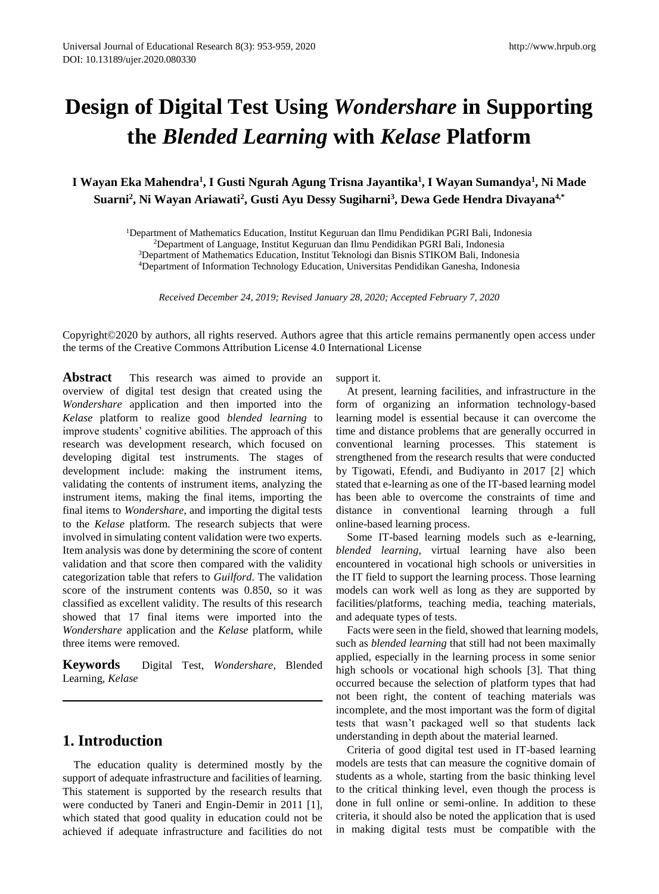# Design of Digital Test Using *Wondershare* in Supporting the *Blended Learning* with *Kelase* Platform

**I Wayan Eka Mahendra[1], I Gusti Ngurah Agung Trisna Jayantika[1], I Wayan Sumandya[1], Ni Made Suarni[2], Ni Wayan Ariawati[2], Gusti Ayu Dessy Sugiharni[3], Dewa Gede Hendra Divayana[4,*]**

[1]Department of Mathematics Education, Institut Keguruan dan Ilmu Pendidikan PGRI Bali, Indonesia
[2]Department of Language, Institut Keguruan dan Ilmu Pendidikan PGRI Bali, Indonesia
[3]Department of Mathematics Education, Institut Teknologi dan Bisnis STIKOM Bali, Indonesia
[4]Department of Information Technology Education, Universitas Pendidikan Ganesha, Indonesia

*Received December 24, 2019; Revised January 28, 2020; Accepted February 7, 2020*

Copyright©2020 by authors, all rights reserved. Authors agree that this article remains permanently open access under the terms of the Creative Commons Attribution License 4.0 International License

**Abstract** This research was aimed to provide an overview of digital test design that created using the *Wondershare* application and then imported into the *Kelase* platform to realize good *blended learning* to improve students' cognitive abilities. The approach of this research was development research, which focused on developing digital test instruments. The stages of development include: making the instrument items, validating the contents of instrument items, analyzing the instrument items, making the final items, importing the final items to *Wondershare*, and importing the digital tests to the *Kelase* platform. The research subjects that were involved in simulating content validation were two experts. Item analysis was done by determining the score of content validation and that score then compared with the validity categorization table that refers to *Guilford*. The validation score of the instrument contents was 0.850, so it was classified as excellent validity. The results of this research showed that 17 final items were imported into the *Wondershare* application and the *Kelase* platform, while three items were removed.

**Keywords** Digital Test, *Wondershare*, Blended Learning, *Kelase*

## 1. Introduction

The education quality is determined mostly by the support of adequate infrastructure and facilities of learning. This statement is supported by the research results that were conducted by Taneri and Engin-Demir in 2011 [1], which stated that good quality in education could not be achieved if adequate infrastructure and facilities do not support it.

At present, learning facilities, and infrastructure in the form of organizing an information technology-based learning model is essential because it can overcome the time and distance problems that are generally occurred in conventional learning processes. This statement is strengthened from the research results that were conducted by Tigowati, Efendi, and Budiyanto in 2017 [2] which stated that e-learning as one of the IT-based learning model has been able to overcome the constraints of time and distance in conventional learning through a full online-based learning process.

Some IT-based learning models such as e-learning, *blended learning*, virtual learning have also been encountered in vocational high schools or universities in the IT field to support the learning process. Those learning models can work well as long as they are supported by facilities/platforms, teaching media, teaching materials, and adequate types of tests.

Facts were seen in the field, showed that learning models, such as *blended learning* that still had not been maximally applied, especially in the learning process in some senior high schools or vocational high schools [3]. That thing occurred because the selection of platform types that had not been right, the content of teaching materials was incomplete, and the most important was the form of digital tests that wasn't packaged well so that students lack understanding in depth about the material learned.

Criteria of good digital test used in IT-based learning models are tests that can measure the cognitive domain of students as a whole, starting from the basic thinking level to the critical thinking level, even though the process is done in full online or semi-online. In addition to these criteria, it should also be noted the application that is used in making digital tests must be compatible with the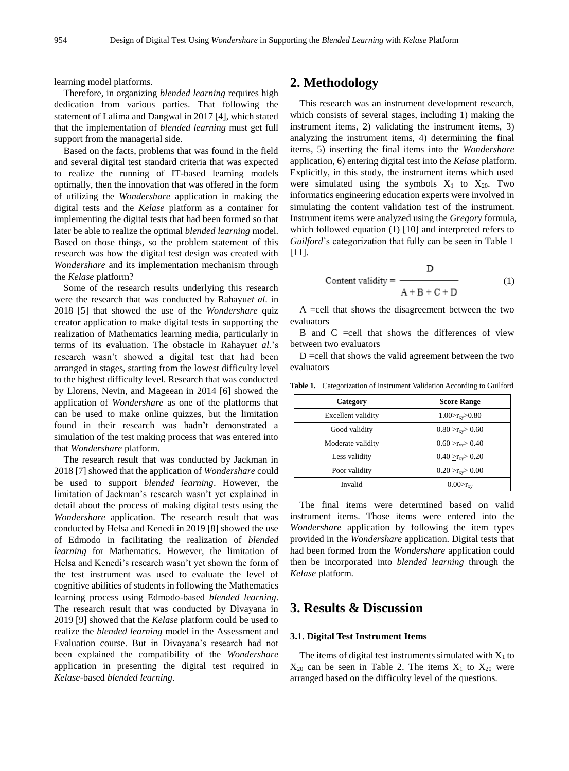learning model platforms.

Therefore, in organizing *blended learning* requires high dedication from various parties. That following the statement of Lalima and Dangwal in 2017 [4], which stated that the implementation of *blended learning* must get full support from the managerial side.

Based on the facts, problems that was found in the field and several digital test standard criteria that was expected to realize the running of IT-based learning models optimally, then the innovation that was offered in the form of utilizing the *Wondershare* application in making the digital tests and the *Kelase* platform as a container for implementing the digital tests that had been formed so that later be able to realize the optimal *blended learning* model. Based on those things, so the problem statement of this research was how the digital test design was created with *Wondershare* and its implementation mechanism through the *Kelase* platform?

Some of the research results underlying this research were the research that was conducted by Rahayu*et al*. in 2018 [5] that showed the use of the *Wondershare* quiz creator application to make digital tests in supporting the realization of Mathematics learning media, particularly in terms of its evaluation. The obstacle in Rahayu*et al*.'s research wasn't showed a digital test that had been arranged in stages, starting from the lowest difficulty level to the highest difficulty level. Research that was conducted by Llorens, Nevin, and Mageean in 2014 [6] showed the application of *Wondershare* as one of the platforms that can be used to make online quizzes, but the limitation found in their research was hadn't demonstrated a simulation of the test making process that was entered into that *Wondershare* platform.

The research result that was conducted by Jackman in 2018 [7] showed that the application of *Wondershare* could be used to support *blended learning*. However, the limitation of Jackman's research wasn't yet explained in detail about the process of making digital tests using the *Wondershare* application. The research result that was conducted by Helsa and Kenedi in 2019 [8] showed the use of Edmodo in facilitating the realization of *blended learning* for Mathematics. However, the limitation of Helsa and Kenedi's research wasn't yet shown the form of the test instrument was used to evaluate the level of cognitive abilities of students in following the Mathematics learning process using Edmodo-based *blended learning*. The research result that was conducted by Divayana in 2019 [9] showed that the *Kelase* platform could be used to realize the *blended learning* model in the Assessment and Evaluation course. But in Divayana's research had not been explained the compatibility of the *Wondershare* application in presenting the digital test required in *Kelase*-based *blended learning*.

## 2. Methodology

This research was an instrument development research, which consists of several stages, including 1) making the instrument items, 2) validating the instrument items, 3) analyzing the instrument items, 4) determining the final items, 5) inserting the final items into the *Wondershare* application, 6) entering digital test into the *Kelase* platform. Explicitly, in this study, the instrument items which used were simulated using the symbols $X_1$ to $X_{20}$. Two informatics engineering education experts were involved in simulating the content validation test of the instrument. Instrument items were analyzed using the *Gregory* formula, which followed equation (1) [10] and interpreted refers to *Guilford*'s categorization that fully can be seen in Table 1 [11].

$$\text{Content validity} = \frac{D}{A+B+C+D} \qquad (1)$$

A =cell that shows the disagreement between the two evaluators

B and C =cell that shows the differences of view between two evaluators

D =cell that shows the valid agreement between the two evaluators

**Table 1.** Categorization of Instrument Validation According to Guilford

| Category | Score Range |
| --- | --- |
| Excellent validity | $1.00 \geq r_{xy} > 0.80$ |
| Good validity | $0.80 \geq r_{xy} > 0.60$ |
| Moderate validity | $0.60 \geq r_{xy} > 0.40$ |
| Less validity | $0.40 \geq r_{xy} > 0.20$ |
| Poor validity | $0.20 \geq r_{xy} > 0.00$ |
| Invalid | $0.00 \geq r_{xy}$ |

The final items were determined based on valid instrument items. Those items were entered into the *Wondershare* application by following the item types provided in the *Wondershare* application. Digital tests that had been formed from the *Wondershare* application could then be incorporated into *blended learning* through the *Kelase* platform.

## 3. Results & Discussion

### 3.1. Digital Test Instrument Items

The items of digital test instruments simulated with $X_1$ to $X_{20}$ can be seen in Table 2. The items $X_1$ to $X_{20}$ were arranged based on the difficulty level of the questions.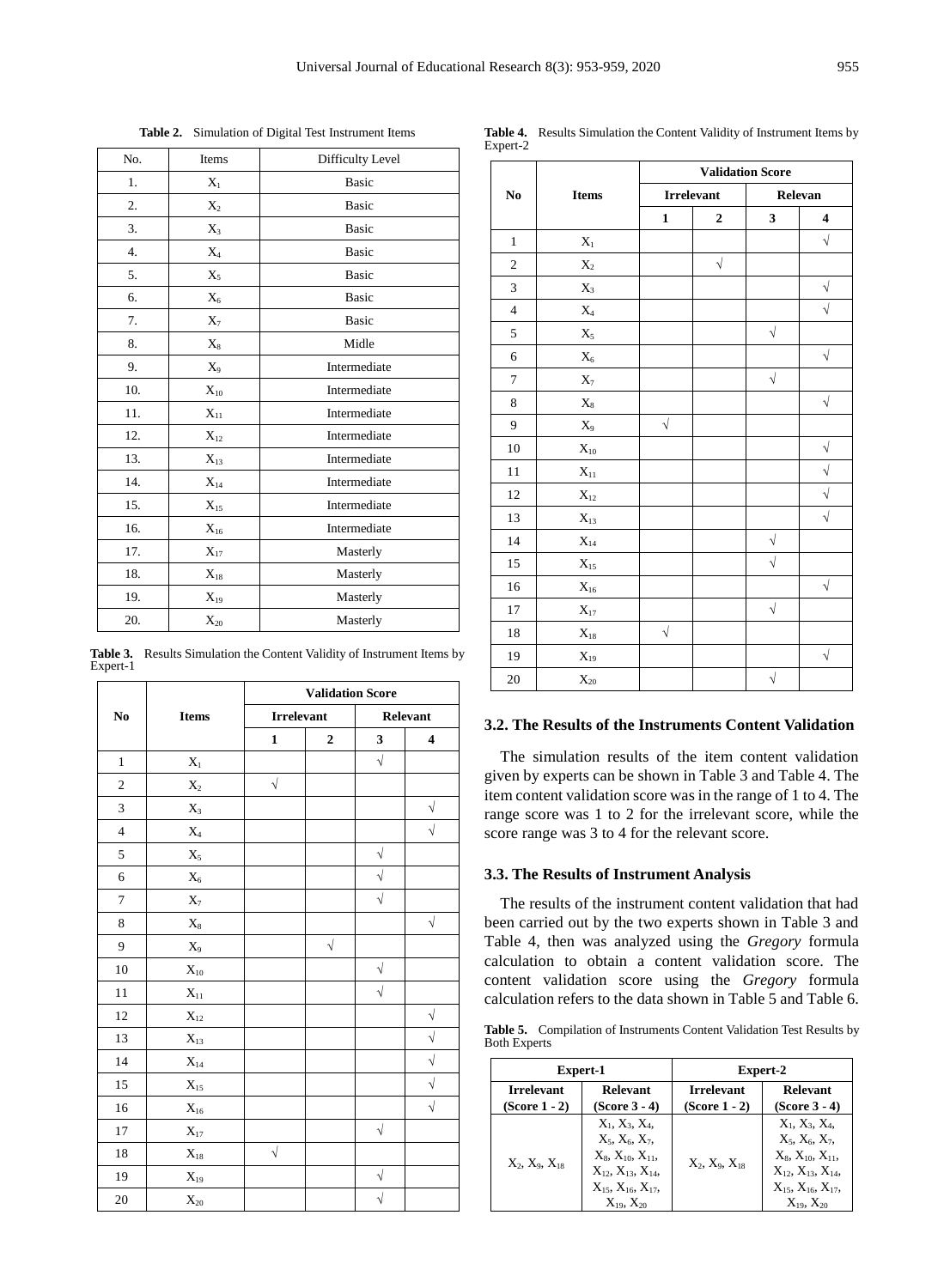**Table 2.** Simulation of Digital Test Instrument Items

| No. | Items | Difficulty Level |
|---|---|---|
| 1. | $X_1$ | Basic |
| 2. | $X_2$ | Basic |
| 3. | $X_3$ | Basic |
| 4. | $X_4$ | Basic |
| 5. | $X_5$ | Basic |
| 6. | $X_6$ | Basic |
| 7. | $X_7$ | Basic |
| 8. | $X_8$ | Midle |
| 9. | $X_9$ | Intermediate |
| 10. | $X_{10}$ | Intermediate |
| 11. | $X_{11}$ | Intermediate |
| 12. | $X_{12}$ | Intermediate |
| 13. | $X_{13}$ | Intermediate |
| 14. | $X_{14}$ | Intermediate |
| 15. | $X_{15}$ | Intermediate |
| 16. | $X_{16}$ | Intermediate |
| 17. | $X_{17}$ | Masterly |
| 18. | $X_{18}$ | Masterly |
| 19. | $X_{19}$ | Masterly |
| 20. | $X_{20}$ | Masterly |

**Table 3.** Results Simulation the Content Validity of Instrument Items by Expert-1

| No | Items | Validation Score | | | |
|---|---|---|---|---|---|
| | | Irrelevant | | Relevant | |
| | | 1 | 2 | 3 | 4 |
| 1 | $X_1$ | | | √ | |
| 2 | $X_2$ | √ | | | |
| 3 | $X_3$ | | | | √ |
| 4 | $X_4$ | | | | √ |
| 5 | $X_5$ | | | √ | |
| 6 | $X_6$ | | | √ | |
| 7 | $X_7$ | | | √ | |
| 8 | $X_8$ | | | | √ |
| 9 | $X_9$ | | √ | | |
| 10 | $X_{10}$ | | | √ | |
| 11 | $X_{11}$ | | | √ | |
| 12 | $X_{12}$ | | | | √ |
| 13 | $X_{13}$ | | | | √ |
| 14 | $X_{14}$ | | | | √ |
| 15 | $X_{15}$ | | | | √ |
| 16 | $X_{16}$ | | | | √ |
| 17 | $X_{17}$ | | | √ | |
| 18 | $X_{18}$ | √ | | | |
| 19 | $X_{19}$ | | | √ | |
| 20 | $X_{20}$ | | | √ | |

**Table 4.** Results Simulation the Content Validity of Instrument Items by Expert-2

| No | Items | Validation Score | | | |
|---|---|---|---|---|---|
| | | Irrelevant | | Relevan | |
| | | 1 | 2 | 3 | 4 |
| 1 | $X_1$ | | | | √ |
| 2 | $X_2$ | | √ | | |
| 3 | $X_3$ | | | | √ |
| 4 | $X_4$ | | | | √ |
| 5 | $X_5$ | | | √ | |
| 6 | $X_6$ | | | | √ |
| 7 | $X_7$ | | | √ | |
| 8 | $X_8$ | | | | √ |
| 9 | $X_9$ | √ | | | |
| 10 | $X_{10}$ | | | | √ |
| 11 | $X_{11}$ | | | | √ |
| 12 | $X_{12}$ | | | | √ |
| 13 | $X_{13}$ | | | | √ |
| 14 | $X_{14}$ | | | √ | |
| 15 | $X_{15}$ | | | √ | |
| 16 | $X_{16}$ | | | | √ |
| 17 | $X_{17}$ | | | √ | |
| 18 | $X_{18}$ | √ | | | |
| 19 | $X_{19}$ | | | | √ |
| 20 | $X_{20}$ | | | √ | |

### 3.2. The Results of the Instruments Content Validation

The simulation results of the item content validation given by experts can be shown in Table 3 and Table 4. The item content validation score was in the range of 1 to 4. The range score was 1 to 2 for the irrelevant score, while the score range was 3 to 4 for the relevant score.

### 3.3. The Results of Instrument Analysis

The results of the instrument content validation that had been carried out by the two experts shown in Table 3 and Table 4, then was analyzed using the *Gregory* formula calculation to obtain a content validation score. The content validation score using the *Gregory* formula calculation refers to the data shown in Table 5 and Table 6.

**Table 5.** Compilation of Instruments Content Validation Test Results by Both Experts

| Expert-1 | | Expert-2 | |
|---|---|---|---|
| Irrelevant (Score 1 - 2) | Relevant (Score 3 - 4) | Irrelevant (Score 1 - 2) | Relevant (Score 3 - 4) |
| $X_2$, $X_9$, $X_{18}$ | $X_1$, $X_3$, $X_4$, $X_5$, $X_6$, $X_7$, $X_8$, $X_{10}$, $X_{11}$, $X_{12}$, $X_{13}$, $X_{14}$, $X_{15}$, $X_{16}$, $X_{17}$, $X_{19}$, $X_{20}$ | $X_2$, $X_9$, $X_{18}$ | $X_1$, $X_3$, $X_4$, $X_5$, $X_6$, $X_7$, $X_8$, $X_{10}$, $X_{11}$, $X_{12}$, $X_{13}$, $X_{14}$, $X_{15}$, $X_{16}$, $X_{17}$, $X_{19}$, $X_{20}$ |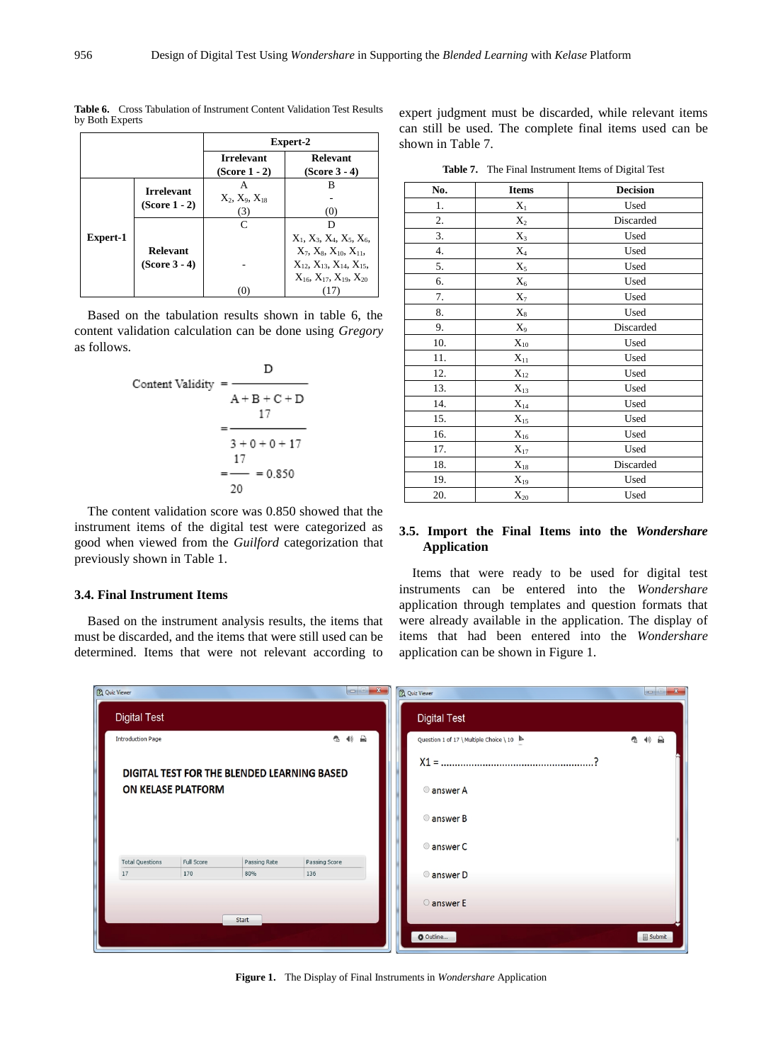**Table 6.** Cross Tabulation of Instrument Content Validation Test Results by Both Experts

| | | Expert-2 | |
|---|---|---|---|
| | | Irrelevant (Score 1 - 2) | Relevant (Score 3 - 4) |
| Expert-1 | Irrelevant (Score 1 - 2) | A<br>$X_2$, $X_9$, $X_{18}$<br>(3) | B<br>-<br>(0) |
| | Relevant (Score 3 - 4) | C<br>-<br>(0) | D<br>$X_1$, $X_3$, $X_4$, $X_5$, $X_6$, $X_7$, $X_8$, $X_{10}$, $X_{11}$, $X_{12}$, $X_{13}$, $X_{14}$, $X_{15}$, $X_{16}$, $X_{17}$, $X_{19}$, $X_{20}$<br>(17) |

Based on the tabulation results shown in table 6, the content validation calculation can be done using *Gregory* as follows.

$$\text{Content Validity} = \frac{D}{A+B+C+D} = \frac{17}{3+0+0+17} = \frac{17}{20} = 0.850$$

The content validation score was 0.850 showed that the instrument items of the digital test were categorized as good when viewed from the *Guilford* categorization that previously shown in Table 1.

### 3.4. Final Instrument Items

Based on the instrument analysis results, the items that must be discarded, and the items that were still used can be determined. Items that were not relevant according to expert judgment must be discarded, while relevant items can still be used. The complete final items used can be shown in Table 7.

**Table 7.** The Final Instrument Items of Digital Test

| No. | Items | Decision |
|---|---|---|
| 1. | $X_1$ | Used |
| 2. | $X_2$ | Discarded |
| 3. | $X_3$ | Used |
| 4. | $X_4$ | Used |
| 5. | $X_5$ | Used |
| 6. | $X_6$ | Used |
| 7. | $X_7$ | Used |
| 8. | $X_8$ | Used |
| 9. | $X_9$ | Discarded |
| 10. | $X_{10}$ | Used |
| 11. | $X_{11}$ | Used |
| 12. | $X_{12}$ | Used |
| 13. | $X_{13}$ | Used |
| 14. | $X_{14}$ | Used |
| 15. | $X_{15}$ | Used |
| 16. | $X_{16}$ | Used |
| 17. | $X_{17}$ | Used |
| 18. | $X_{18}$ | Discarded |
| 19. | $X_{19}$ | Used |
| 20. | $X_{20}$ | Used |

### 3.5. Import the Final Items into the *Wondershare* Application

Items that were ready to be used for digital test instruments can be entered into the *Wondershare* application through templates and question formats that were already available in the application. The display of items that had been entered into the *Wondershare* application can be shown in Figure 1.

**Figure 1.** The Display of Final Instruments in *Wondershare* Application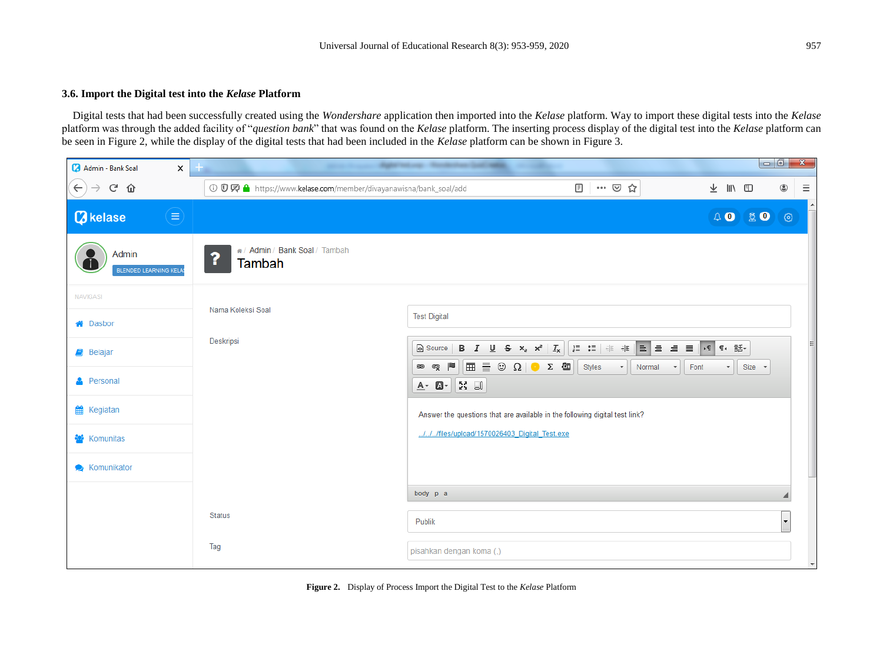### 3.6. Import the Digital test into the *Kelase* Platform

Digital tests that had been successfully created using the *Wondershare* application then imported into the *Kelase* platform. Way to import these digital tests into the *Kelase* platform was through the added facility of "*question bank*" that was found on the *Kelase* platform. The inserting process display of the digital test into the *Kelase* platform can be seen in Figure 2, while the display of the digital tests that had been included in the *Kelase* platform can be shown in Figure 3.

**Figure 2.** Display of Process Import the Digital Test to the *Kelase* Platform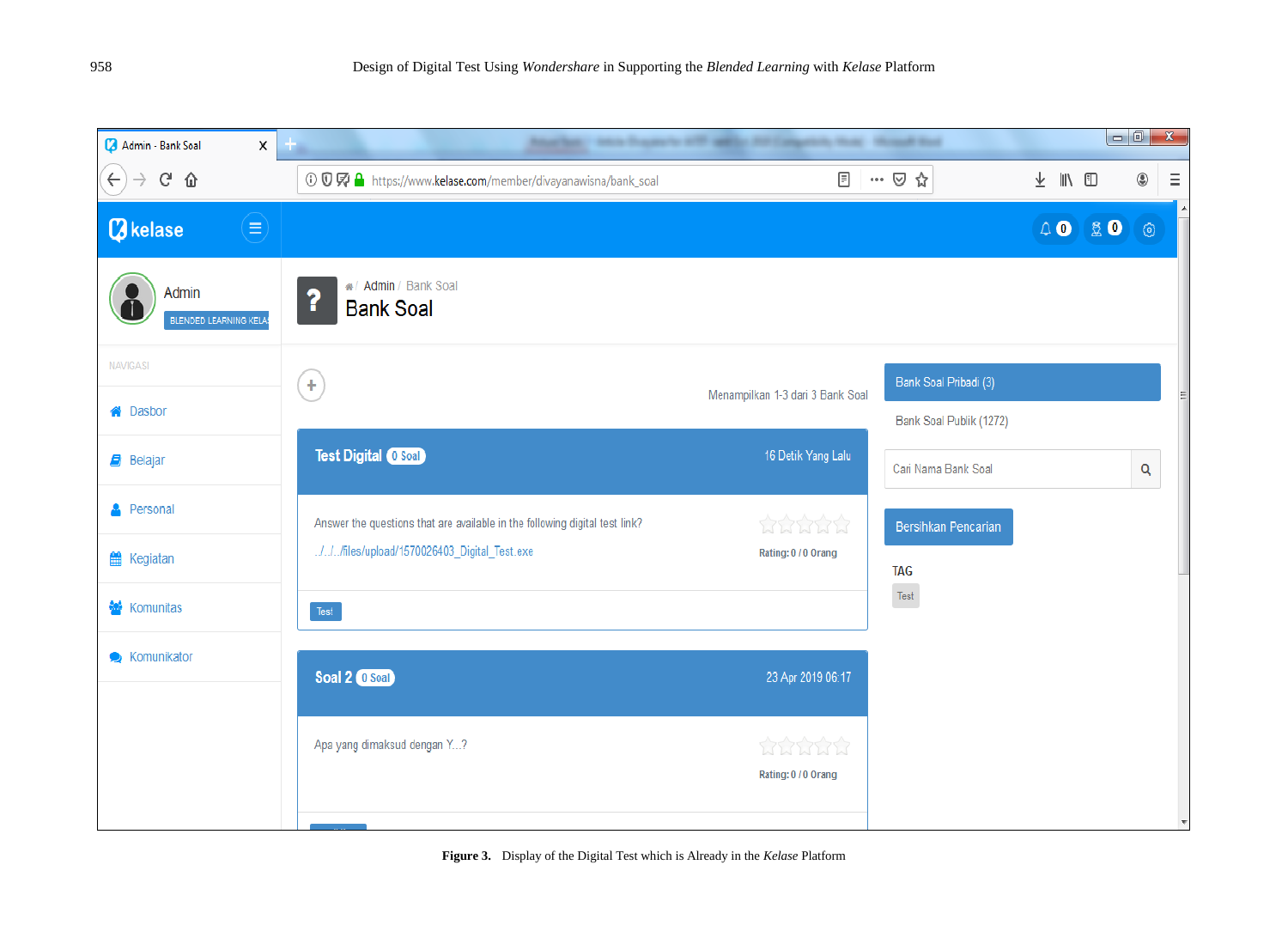Figure 3. Display of the Digital Test which is Already in the *Kelase* Platform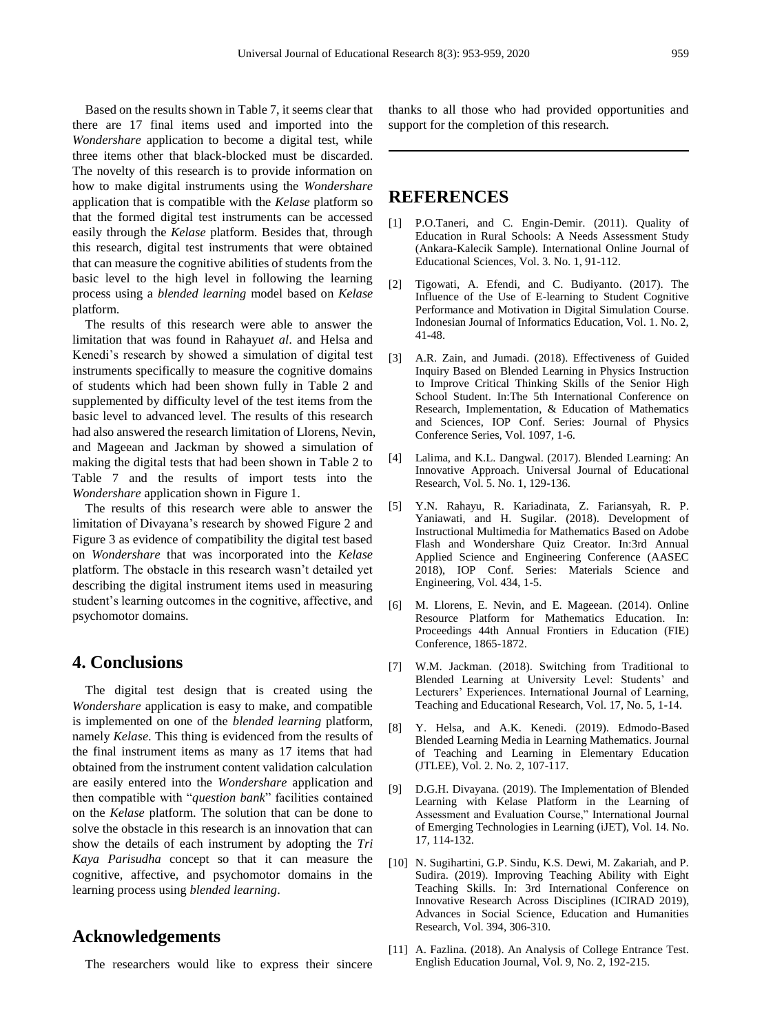Based on the results shown in Table 7, it seems clear that there are 17 final items used and imported into the *Wondershare* application to become a digital test, while three items other that black-blocked must be discarded. The novelty of this research is to provide information on how to make digital instruments using the *Wondershare* application that is compatible with the *Kelase* platform so that the formed digital test instruments can be accessed easily through the *Kelase* platform. Besides that, through this research, digital test instruments that were obtained that can measure the cognitive abilities of students from the basic level to the high level in following the learning process using a *blended learning* model based on *Kelase* platform.

The results of this research were able to answer the limitation that was found in Rahayu*et al*. and Helsa and Kenedi's research by showed a simulation of digital test instruments specifically to measure the cognitive domains of students which had been shown fully in Table 2 and supplemented by difficulty level of the test items from the basic level to advanced level. The results of this research had also answered the research limitation of Llorens, Nevin, and Mageean and Jackman by showed a simulation of making the digital tests that had been shown in Table 2 to Table 7 and the results of import tests into the *Wondershare* application shown in Figure 1.

The results of this research were able to answer the limitation of Divayana's research by showed Figure 2 and Figure 3 as evidence of compatibility the digital test based on *Wondershare* that was incorporated into the *Kelase* platform. The obstacle in this research wasn't detailed yet describing the digital instrument items used in measuring student's learning outcomes in the cognitive, affective, and psychomotor domains.

## 4. Conclusions

The digital test design that is created using the *Wondershare* application is easy to make, and compatible is implemented on one of the *blended learning* platform, namely *Kelase*. This thing is evidenced from the results of the final instrument items as many as 17 items that had obtained from the instrument content validation calculation are easily entered into the *Wondershare* application and then compatible with "*question bank*" facilities contained on the *Kelase* platform. The solution that can be done to solve the obstacle in this research is an innovation that can show the details of each instrument by adopting the *Tri Kaya Parisudha* concept so that it can measure the cognitive, affective, and psychomotor domains in the learning process using *blended learning*.

## Acknowledgements

The researchers would like to express their sincere thanks to all those who had provided opportunities and support for the completion of this research.

## REFERENCES

[1] P.O.Taneri, and C. Engin-Demir. (2011). Quality of Education in Rural Schools: A Needs Assessment Study (Ankara-Kalecik Sample). International Online Journal of Educational Sciences, Vol. 3. No. 1, 91-112.

[2] Tigowati, A. Efendi, and C. Budiyanto. (2017). The Influence of the Use of E-learning to Student Cognitive Performance and Motivation in Digital Simulation Course. Indonesian Journal of Informatics Education, Vol. 1. No. 2, 41-48.

[3] A.R. Zain, and Jumadi. (2018). Effectiveness of Guided Inquiry Based on Blended Learning in Physics Instruction to Improve Critical Thinking Skills of the Senior High School Student. In:The 5th International Conference on Research, Implementation, & Education of Mathematics and Sciences, IOP Conf. Series: Journal of Physics Conference Series, Vol. 1097, 1-6.

[4] Lalima, and K.L. Dangwal. (2017). Blended Learning: An Innovative Approach. Universal Journal of Educational Research, Vol. 5. No. 1, 129-136.

[5] Y.N. Rahayu, R. Kariadinata, Z. Fariansyah, R. P. Yaniawati, and H. Sugilar. (2018). Development of Instructional Multimedia for Mathematics Based on Adobe Flash and Wondershare Quiz Creator. In:3rd Annual Applied Science and Engineering Conference (AASEC 2018), IOP Conf. Series: Materials Science and Engineering, Vol. 434, 1-5.

[6] M. Llorens, E. Nevin, and E. Mageean. (2014). Online Resource Platform for Mathematics Education. In: Proceedings 44th Annual Frontiers in Education (FIE) Conference, 1865-1872.

[7] W.M. Jackman. (2018). Switching from Traditional to Blended Learning at University Level: Students' and Lecturers' Experiences. International Journal of Learning, Teaching and Educational Research, Vol. 17, No. 5, 1-14.

[8] Y. Helsa, and A.K. Kenedi. (2019). Edmodo-Based Blended Learning Media in Learning Mathematics. Journal of Teaching and Learning in Elementary Education (JTLEE), Vol. 2. No. 2, 107-117.

[9] D.G.H. Divayana. (2019). The Implementation of Blended Learning with Kelase Platform in the Learning of Assessment and Evaluation Course," International Journal of Emerging Technologies in Learning (iJET), Vol. 14. No. 17, 114-132.

[10] N. Sugihartini, G.P. Sindu, K.S. Dewi, M. Zakariah, and P. Sudira. (2019). Improving Teaching Ability with Eight Teaching Skills. In: 3rd International Conference on Innovative Research Across Disciplines (ICIRAD 2019), Advances in Social Science, Education and Humanities Research, Vol. 394, 306-310.

[11] A. Fazlina. (2018). An Analysis of College Entrance Test. English Education Journal, Vol. 9, No. 2, 192-215.